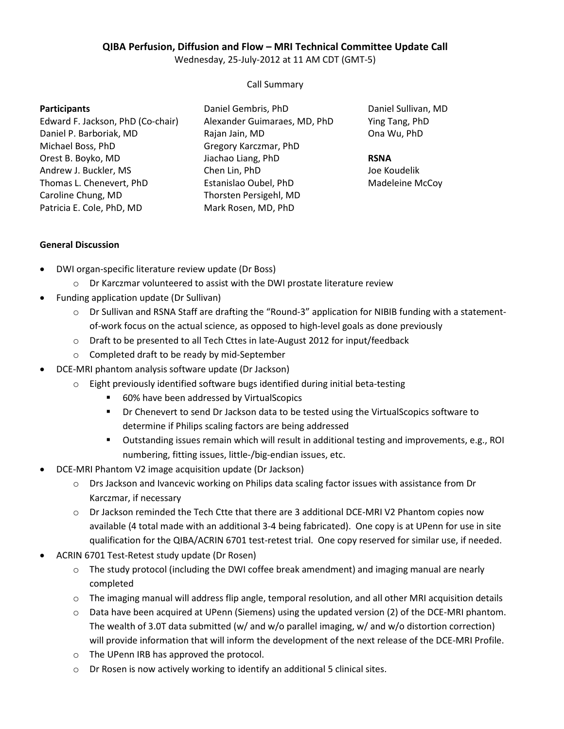**QIBA Perfusion, Diffusion and Flow – MRI Technical Committee Update Call**

Wednesday, 25-July-2012 at 11 AM CDT (GMT-5)

Call Summary

**Participants**

Edward F. Jackson, PhD (Co-chair)
Daniel P. Barboriak, MD
Michael Boss, PhD
Orest B. Boyko, MD
Andrew J. Buckler, MS
Thomas L. Chenevert, PhD
Caroline Chung, MD
Patricia E. Cole, PhD, MD
Daniel Gembris, PhD
Alexander Guimaraes, MD, PhD
Rajan Jain, MD
Gregory Karczmar, PhD
Jiachao Liang, PhD
Chen Lin, PhD
Estanislao Oubel, PhD
Thorsten Persigehl, MD
Mark Rosen, MD, PhD
Daniel Sullivan, MD
Ying Tang, PhD
Ona Wu, PhD

**RSNA**

Joe Koudelik
Madeleine McCoy

**General Discussion**

- DWI organ-specific literature review update (Dr Boss)
  - Dr Karczmar volunteered to assist with the DWI prostate literature review
- Funding application update (Dr Sullivan)
  - Dr Sullivan and RSNA Staff are drafting the "Round-3" application for NIBIB funding with a statement-of-work focus on the actual science, as opposed to high-level goals as done previously
  - Draft to be presented to all Tech Cttes in late-August 2012 for input/feedback
  - Completed draft to be ready by mid-September
- DCE-MRI phantom analysis software update (Dr Jackson)
  - Eight previously identified software bugs identified during initial beta-testing
    - 60% have been addressed by VirtualScopics
    - Dr Chenevert to send Dr Jackson data to be tested using the VirtualScopics software to determine if Philips scaling factors are being addressed
    - Outstanding issues remain which will result in additional testing and improvements, e.g., ROI numbering, fitting issues, little-/big-endian issues, etc.
- DCE-MRI Phantom V2 image acquisition update (Dr Jackson)
  - Drs Jackson and Ivancevic working on Philips data scaling factor issues with assistance from Dr Karczmar, if necessary
  - Dr Jackson reminded the Tech Ctte that there are 3 additional DCE-MRI V2 Phantom copies now available (4 total made with an additional 3-4 being fabricated). One copy is at UPenn for use in site qualification for the QIBA/ACRIN 6701 test-retest trial. One copy reserved for similar use, if needed.
- ACRIN 6701 Test-Retest study update (Dr Rosen)
  - The study protocol (including the DWI coffee break amendment) and imaging manual are nearly completed
  - The imaging manual will address flip angle, temporal resolution, and all other MRI acquisition details
  - Data have been acquired at UPenn (Siemens) using the updated version (2) of the DCE-MRI phantom. The wealth of 3.0T data submitted (w/ and w/o parallel imaging, w/ and w/o distortion correction) will provide information that will inform the development of the next release of the DCE-MRI Profile.
  - The UPenn IRB has approved the protocol.
  - Dr Rosen is now actively working to identify an additional 5 clinical sites.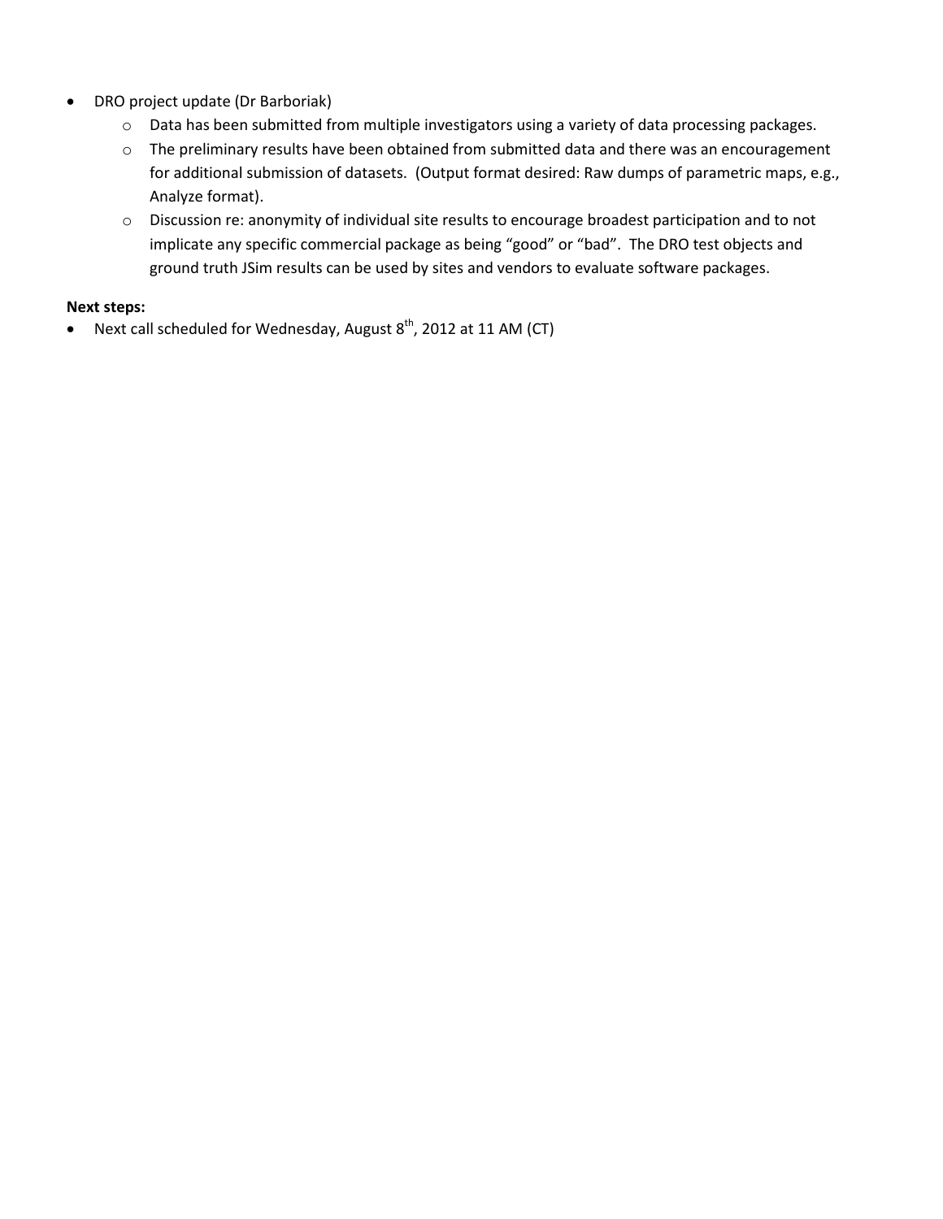- DRO project update (Dr Barboriak)
  - Data has been submitted from multiple investigators using a variety of data processing packages.
  - The preliminary results have been obtained from submitted data and there was an encouragement for additional submission of datasets. (Output format desired: Raw dumps of parametric maps, e.g., Analyze format).
  - Discussion re: anonymity of individual site results to encourage broadest participation and to not implicate any specific commercial package as being "good" or "bad". The DRO test objects and ground truth JSim results can be used by sites and vendors to evaluate software packages.

**Next steps:**

- Next call scheduled for Wednesday, August 8th, 2012 at 11 AM (CT)